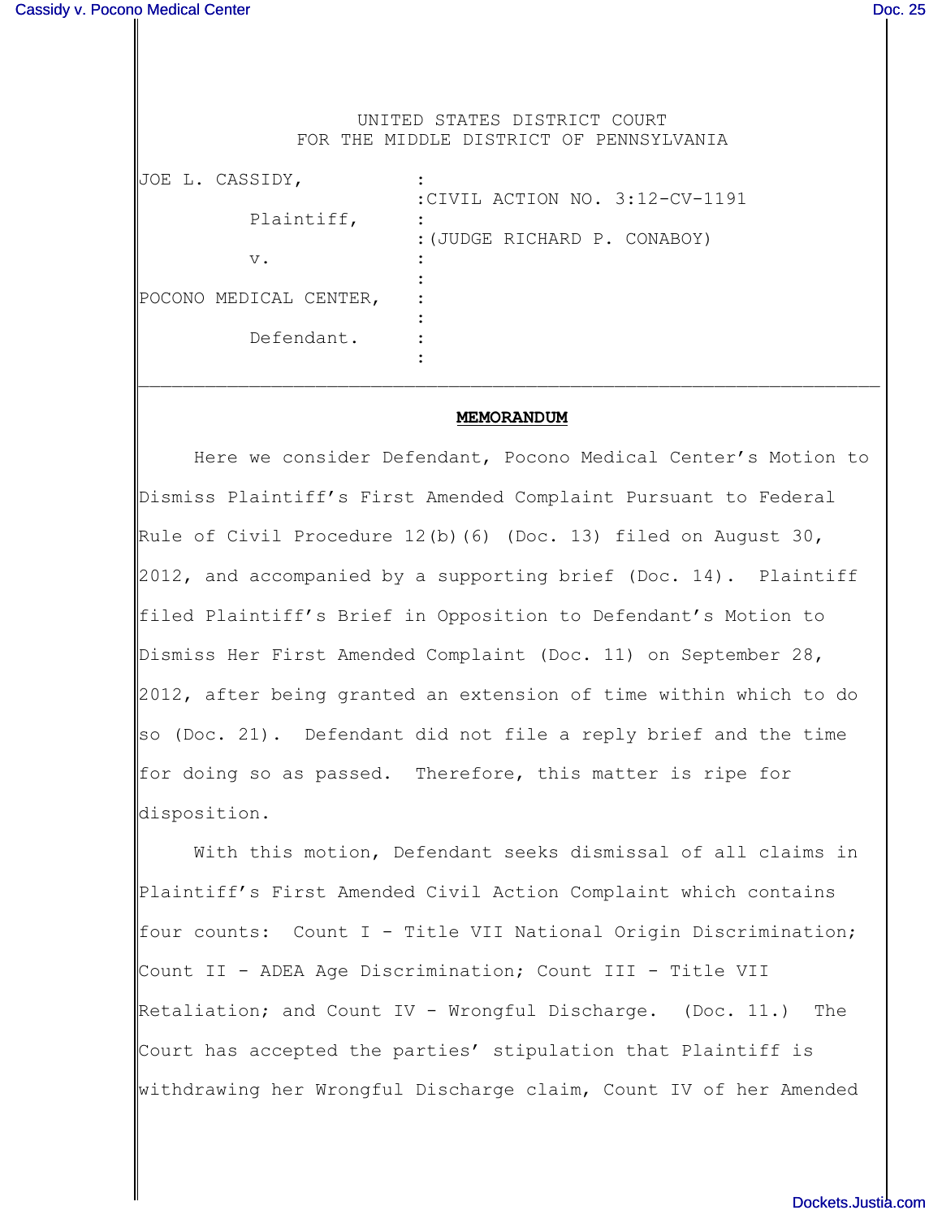UNITED STATES DISTRICT COURT
FOR THE MIDDLE DISTRICT OF PENNSYLVANIA

| | |
|---|---|
| JOE L. CASSIDY, | : |
| | :CIVIL ACTION NO. 3:12-CV-1191 |
| Plaintiff, | : |
| | :(JUDGE RICHARD P. CONABOY) |
| v. | : |
| | : |
| POCONO MEDICAL CENTER, | : |
| | : |
| Defendant. | : |
| | : |

---

**MEMORANDUM**

Here we consider Defendant, Pocono Medical Center's Motion to Dismiss Plaintiff's First Amended Complaint Pursuant to Federal Rule of Civil Procedure 12(b)(6) (Doc. 13) filed on August 30, 2012, and accompanied by a supporting brief (Doc. 14). Plaintiff filed Plaintiff's Brief in Opposition to Defendant's Motion to Dismiss Her First Amended Complaint (Doc. 11) on September 28, 2012, after being granted an extension of time within which to do so (Doc. 21). Defendant did not file a reply brief and the time for doing so as passed. Therefore, this matter is ripe for disposition.

With this motion, Defendant seeks dismissal of all claims in Plaintiff's First Amended Civil Action Complaint which contains four counts: Count I - Title VII National Origin Discrimination; Count II - ADEA Age Discrimination; Count III - Title VII Retaliation; and Count IV - Wrongful Discharge. (Doc. 11.) The Court has accepted the parties' stipulation that Plaintiff is withdrawing her Wrongful Discharge claim, Count IV of her Amended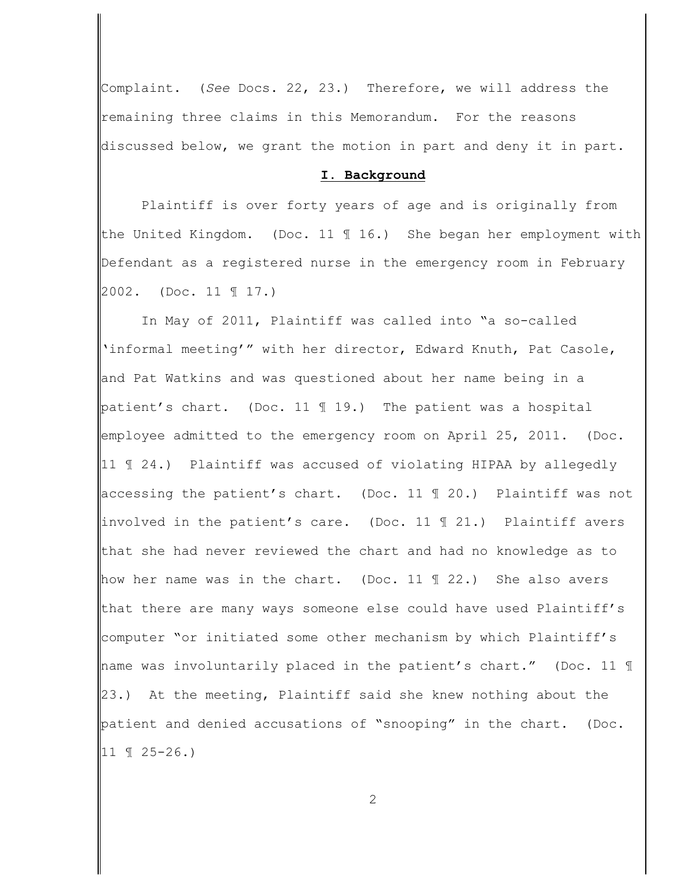Complaint. (*See* Docs. 22, 23.) Therefore, we will address the remaining three claims in this Memorandum. For the reasons discussed below, we grant the motion in part and deny it in part.

## **I. Background**

Plaintiff is over forty years of age and is originally from the United Kingdom. (Doc. 11 ¶ 16.) She began her employment with Defendant as a registered nurse in the emergency room in February 2002. (Doc. 11 ¶ 17.)

In May of 2011, Plaintiff was called into "a so-called 'informal meeting'" with her director, Edward Knuth, Pat Casole, and Pat Watkins and was questioned about her name being in a patient's chart. (Doc. 11 ¶ 19.) The patient was a hospital employee admitted to the emergency room on April 25, 2011. (Doc. 11 ¶ 24.) Plaintiff was accused of violating HIPAA by allegedly accessing the patient's chart. (Doc. 11 ¶ 20.) Plaintiff was not involved in the patient's care. (Doc. 11 ¶ 21.) Plaintiff avers that she had never reviewed the chart and had no knowledge as to how her name was in the chart. (Doc. 11 ¶ 22.) She also avers that there are many ways someone else could have used Plaintiff's computer "or initiated some other mechanism by which Plaintiff's name was involuntarily placed in the patient's chart." (Doc. 11 ¶ 23.) At the meeting, Plaintiff said she knew nothing about the patient and denied accusations of "snooping" in the chart. (Doc. 11 ¶ 25-26.)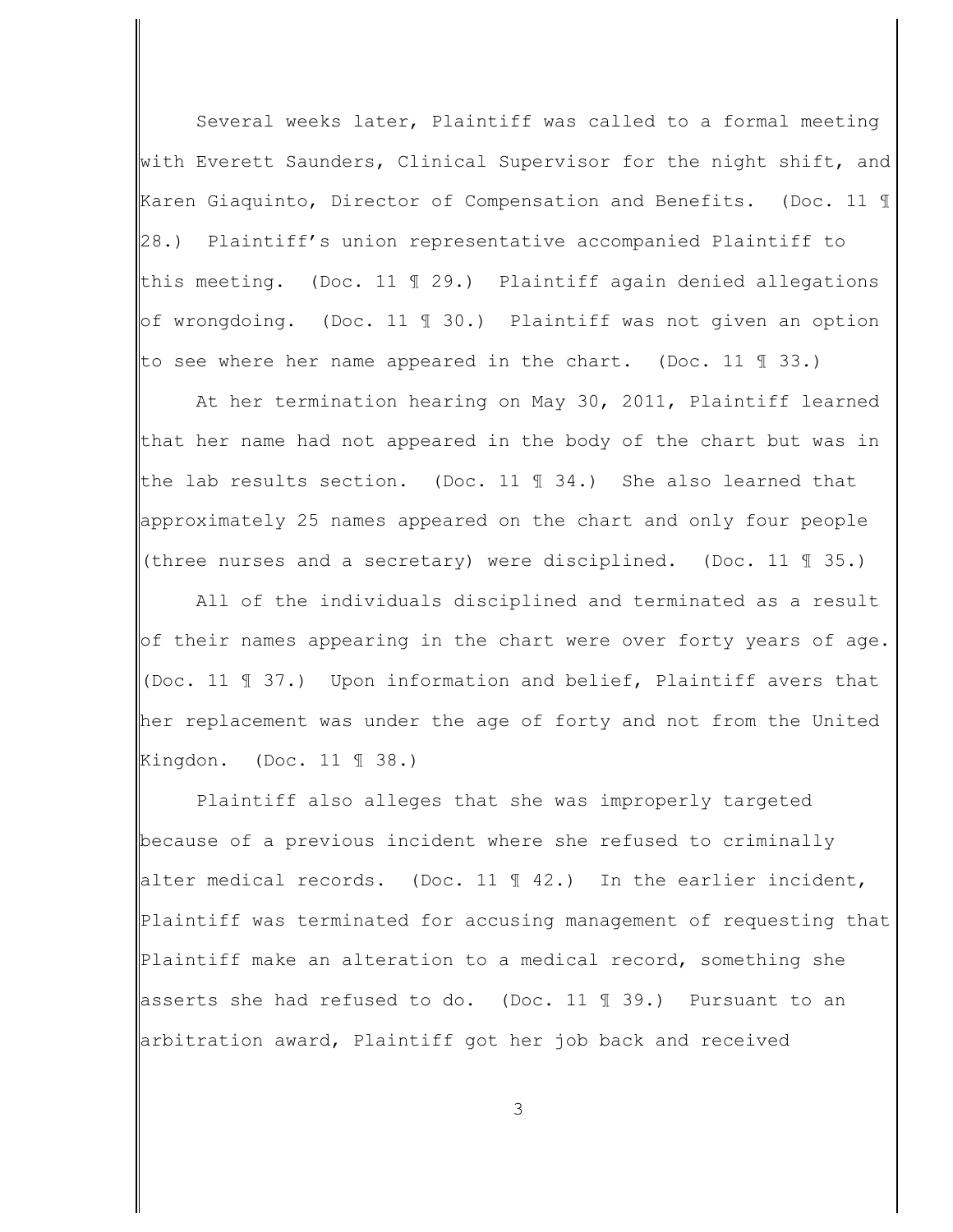Several weeks later, Plaintiff was called to a formal meeting with Everett Saunders, Clinical Supervisor for the night shift, and Karen Giaquinto, Director of Compensation and Benefits. (Doc. 11 ¶ 28.) Plaintiff's union representative accompanied Plaintiff to this meeting. (Doc. 11 ¶ 29.) Plaintiff again denied allegations of wrongdoing. (Doc. 11 ¶ 30.) Plaintiff was not given an option to see where her name appeared in the chart. (Doc. 11 ¶ 33.)

At her termination hearing on May 30, 2011, Plaintiff learned that her name had not appeared in the body of the chart but was in the lab results section. (Doc. 11 ¶ 34.) She also learned that approximately 25 names appeared on the chart and only four people (three nurses and a secretary) were disciplined. (Doc. 11 ¶ 35.)

All of the individuals disciplined and terminated as a result of their names appearing in the chart were over forty years of age. (Doc. 11 ¶ 37.) Upon information and belief, Plaintiff avers that her replacement was under the age of forty and not from the United Kingdon. (Doc. 11 ¶ 38.)

Plaintiff also alleges that she was improperly targeted because of a previous incident where she refused to criminally alter medical records. (Doc. 11 ¶ 42.) In the earlier incident, Plaintiff was terminated for accusing management of requesting that Plaintiff make an alteration to a medical record, something she asserts she had refused to do. (Doc. 11 ¶ 39.) Pursuant to an arbitration award, Plaintiff got her job back and received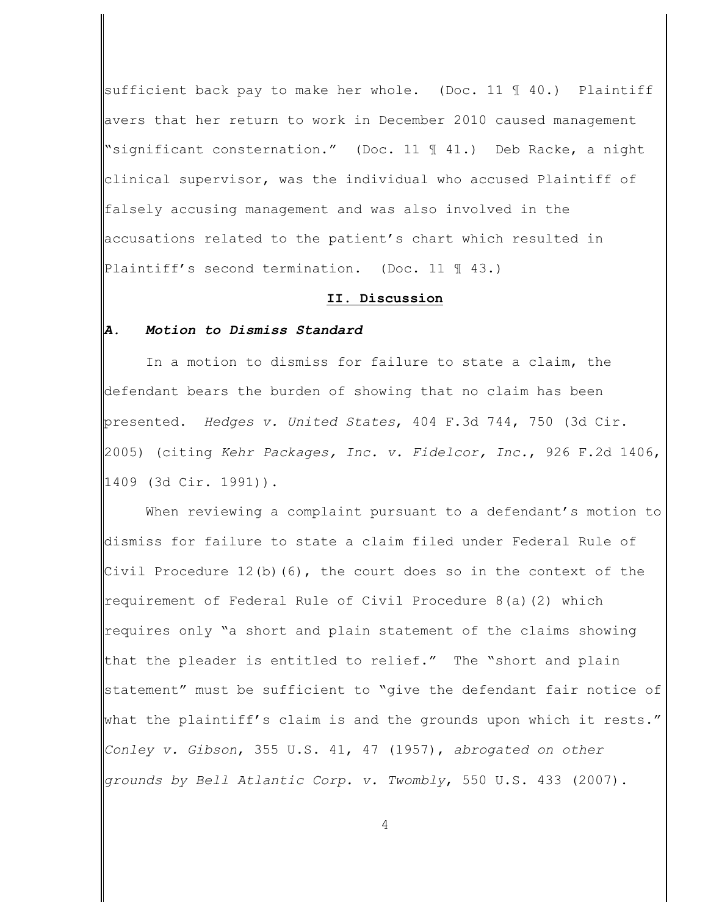sufficient back pay to make her whole. (Doc. 11 ¶ 40.) Plaintiff avers that her return to work in December 2010 caused management "significant consternation." (Doc. 11 ¶ 41.) Deb Racke, a night clinical supervisor, was the individual who accused Plaintiff of falsely accusing management and was also involved in the accusations related to the patient's chart which resulted in Plaintiff's second termination. (Doc. 11 ¶ 43.)

## II. Discussion

### *A. Motion to Dismiss Standard*

In a motion to dismiss for failure to state a claim, the defendant bears the burden of showing that no claim has been presented. *Hedges v. United States*, 404 F.3d 744, 750 (3d Cir. 2005) (citing *Kehr Packages, Inc. v. Fidelcor, Inc.*, 926 F.2d 1406, 1409 (3d Cir. 1991)).

When reviewing a complaint pursuant to a defendant's motion to dismiss for failure to state a claim filed under Federal Rule of Civil Procedure 12(b)(6), the court does so in the context of the requirement of Federal Rule of Civil Procedure 8(a)(2) which requires only "a short and plain statement of the claims showing that the pleader is entitled to relief." The "short and plain statement" must be sufficient to "give the defendant fair notice of what the plaintiff's claim is and the grounds upon which it rests." *Conley v. Gibson*, 355 U.S. 41, 47 (1957), *abrogated on other grounds by Bell Atlantic Corp. v. Twombly*, 550 U.S. 433 (2007).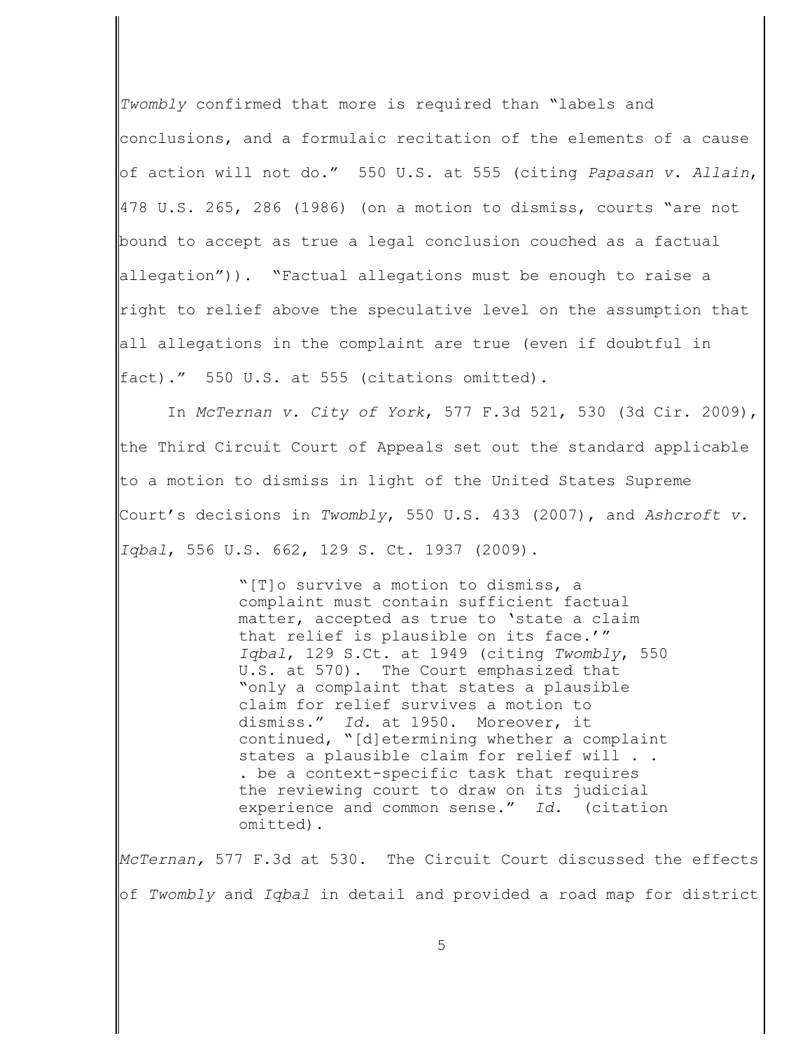*Twombly* confirmed that more is required than "labels and conclusions, and a formulaic recitation of the elements of a cause of action will not do." 550 U.S. at 555 (citing *Papasan v. Allain*, 478 U.S. 265, 286 (1986) (on a motion to dismiss, courts "are not bound to accept as true a legal conclusion couched as a factual allegation")). "Factual allegations must be enough to raise a right to relief above the speculative level on the assumption that all allegations in the complaint are true (even if doubtful in fact)." 550 U.S. at 555 (citations omitted).

In *McTernan v. City of York*, 577 F.3d 521, 530 (3d Cir. 2009), the Third Circuit Court of Appeals set out the standard applicable to a motion to dismiss in light of the United States Supreme Court's decisions in *Twombly*, 550 U.S. 433 (2007), and *Ashcroft v. Iqbal*, 556 U.S. 662, 129 S. Ct. 1937 (2009).

> "[T]o survive a motion to dismiss, a complaint must contain sufficient factual matter, accepted as true to 'state a claim that relief is plausible on its face.'" *Iqbal*, 129 S.Ct. at 1949 (citing *Twombly*, 550 U.S. at 570). The Court emphasized that "only a complaint that states a plausible claim for relief survives a motion to dismiss." *Id.* at 1950. Moreover, it continued, "[d]etermining whether a complaint states a plausible claim for relief will . . . be a context-specific task that requires the reviewing court to draw on its judicial experience and common sense." *Id.* (citation omitted).

*McTernan,* 577 F.3d at 530. The Circuit Court discussed the effects of *Twombly* and *Iqbal* in detail and provided a road map for district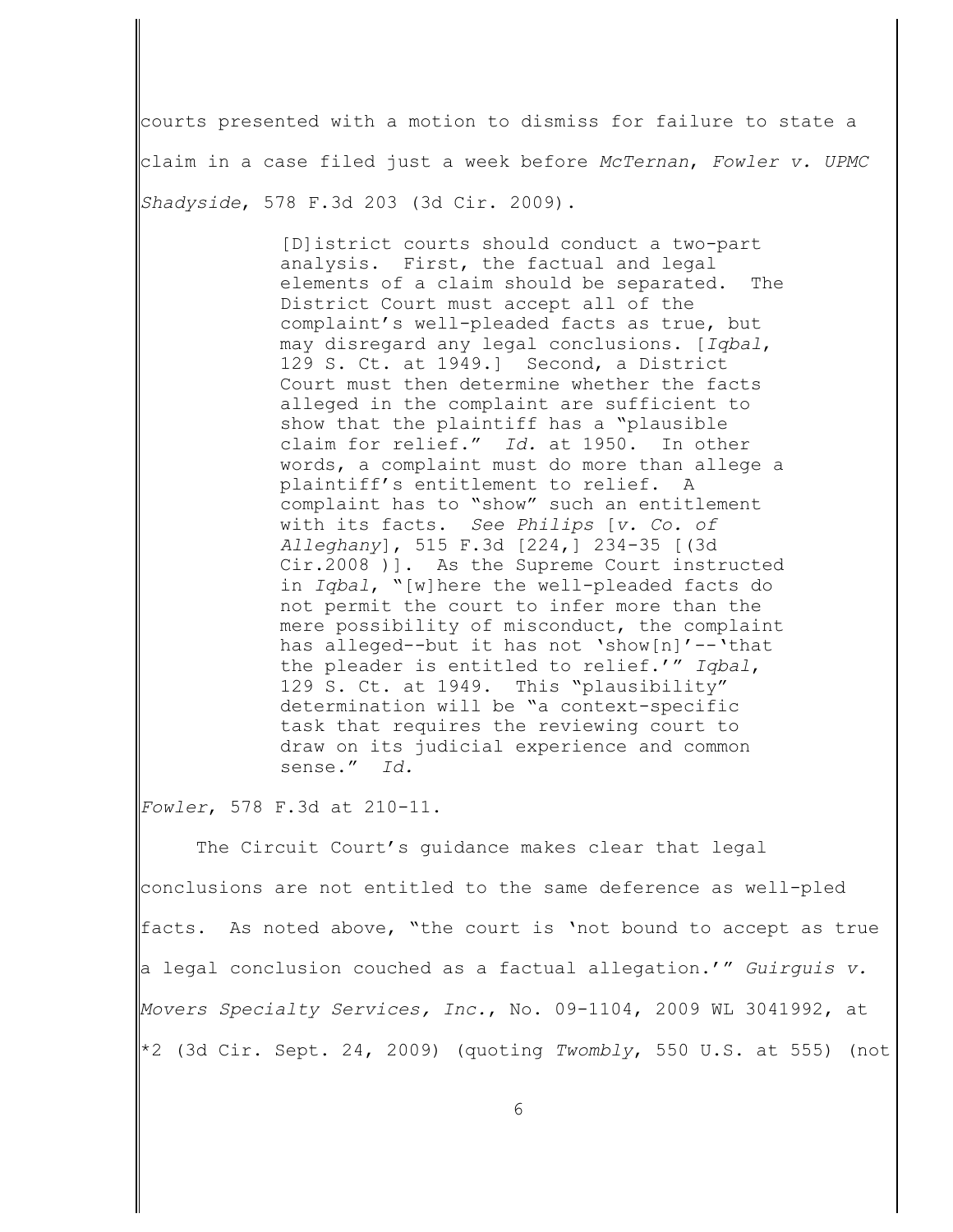courts presented with a motion to dismiss for failure to state a claim in a case filed just a week before *McTernan*, *Fowler v. UPMC Shadyside*, 578 F.3d 203 (3d Cir. 2009).

> [D]istrict courts should conduct a two-part analysis. First, the factual and legal elements of a claim should be separated. The District Court must accept all of the complaint's well-pleaded facts as true, but may disregard any legal conclusions. [*Iqbal*, 129 S. Ct. at 1949.] Second, a District Court must then determine whether the facts alleged in the complaint are sufficient to show that the plaintiff has a "plausible claim for relief." *Id.* at 1950. In other words, a complaint must do more than allege a plaintiff's entitlement to relief. A complaint has to "show" such an entitlement with its facts. *See Philips* [*v. Co. of Alleghany*], 515 F.3d [224,] 234-35 [(3d Cir.2008 )]. As the Supreme Court instructed in *Iqbal*, "[w]here the well-pleaded facts do not permit the court to infer more than the mere possibility of misconduct, the complaint has alleged--but it has not 'show[n]'--'that the pleader is entitled to relief.'" *Iqbal*, 129 S. Ct. at 1949. This "plausibility" determination will be "a context-specific task that requires the reviewing court to draw on its judicial experience and common sense." *Id.*

*Fowler*, 578 F.3d at 210-11.

The Circuit Court's guidance makes clear that legal conclusions are not entitled to the same deference as well-pled facts. As noted above, "the court is 'not bound to accept as true a legal conclusion couched as a factual allegation.'" *Guirguis v. Movers Specialty Services, Inc.*, No. 09-1104, 2009 WL 3041992, at \*2 (3d Cir. Sept. 24, 2009) (quoting *Twombly*, 550 U.S. at 555) (not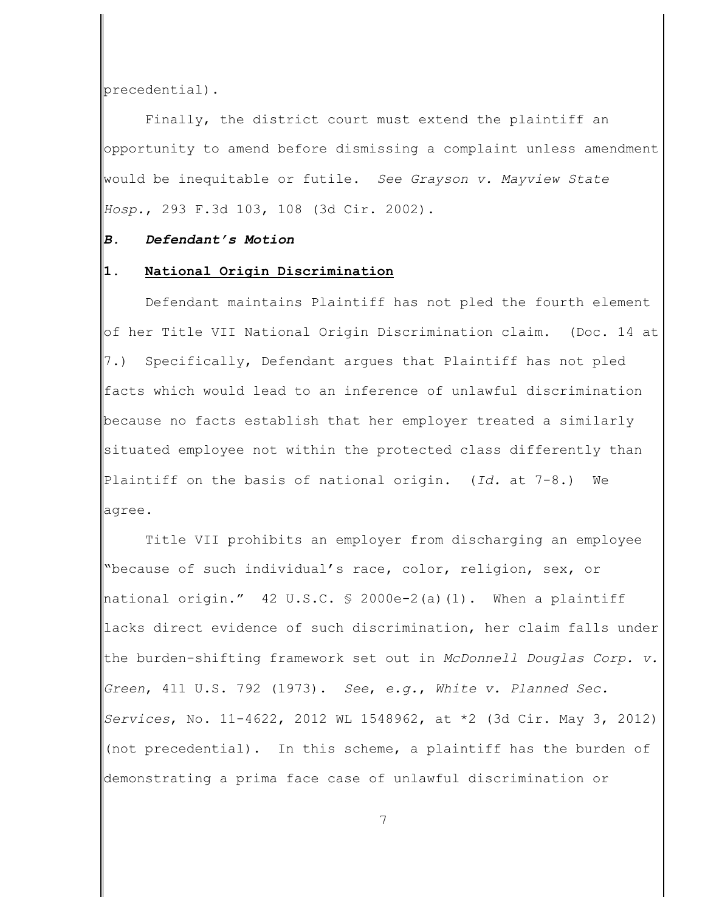precedential).

Finally, the district court must extend the plaintiff an opportunity to amend before dismissing a complaint unless amendment would be inequitable or futile. *See Grayson v. Mayview State Hosp.*, 293 F.3d 103, 108 (3d Cir. 2002).

### *B. Defendant's Motion*

#### 1. <u>National Origin Discrimination</u>

Defendant maintains Plaintiff has not pled the fourth element of her Title VII National Origin Discrimination claim. (Doc. 14 at 7.) Specifically, Defendant argues that Plaintiff has not pled facts which would lead to an inference of unlawful discrimination because no facts establish that her employer treated a similarly situated employee not within the protected class differently than Plaintiff on the basis of national origin. (*Id.* at 7-8.) We agree.

Title VII prohibits an employer from discharging an employee "because of such individual's race, color, religion, sex, or national origin." 42 U.S.C. § 2000e-2(a)(1). When a plaintiff lacks direct evidence of such discrimination, her claim falls under the burden-shifting framework set out in *McDonnell Douglas Corp. v. Green*, 411 U.S. 792 (1973). *See, e.g.*, *White v. Planned Sec. Services*, No. 11-4622, 2012 WL 1548962, at *2 (3d Cir. May 3, 2012) (not precedential). In this scheme, a plaintiff has the burden of demonstrating a prima face case of unlawful discrimination or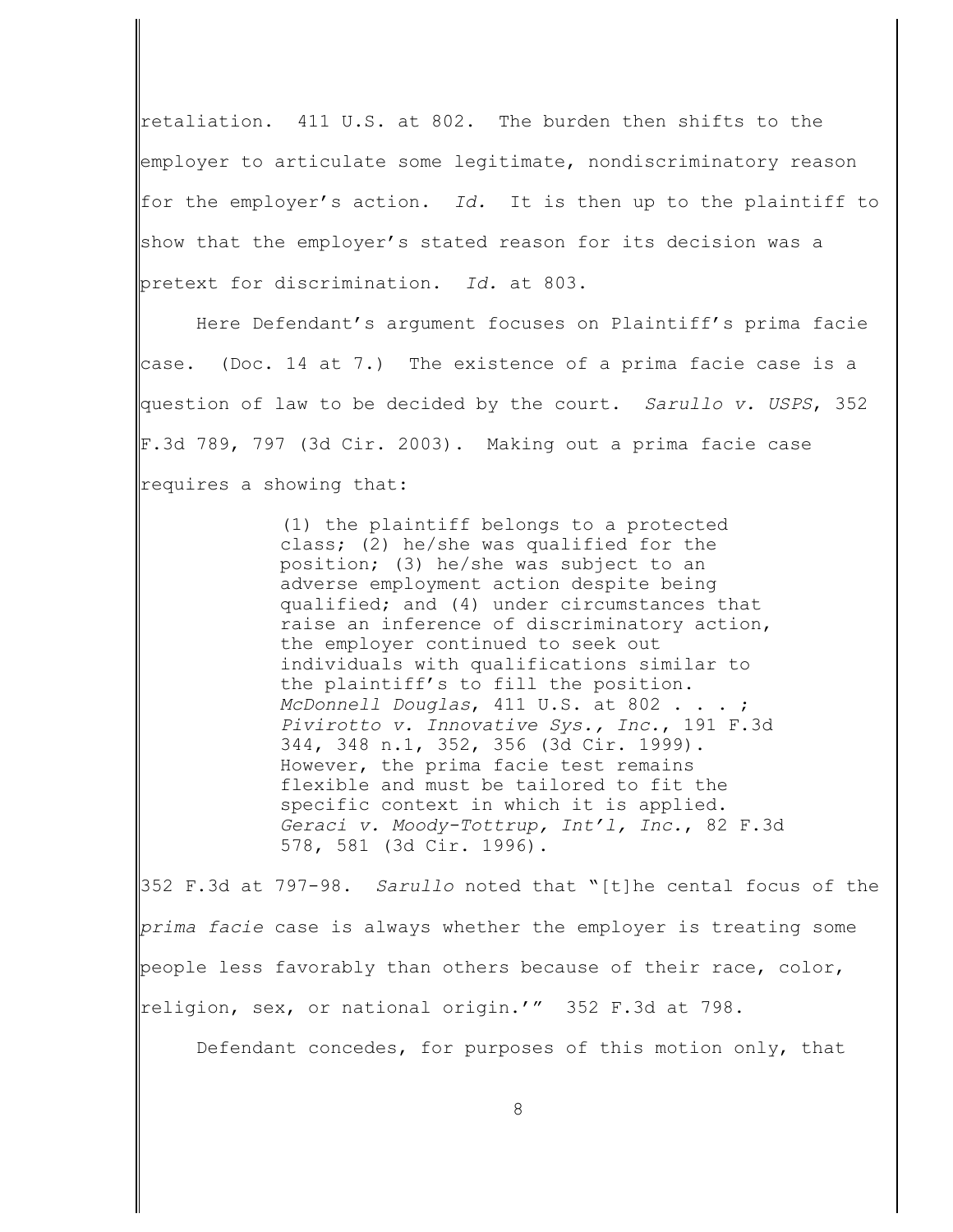retaliation. 411 U.S. at 802. The burden then shifts to the employer to articulate some legitimate, nondiscriminatory reason for the employer's action. *Id.* It is then up to the plaintiff to show that the employer's stated reason for its decision was a pretext for discrimination. *Id.* at 803.

Here Defendant's argument focuses on Plaintiff's prima facie case. (Doc. 14 at 7.) The existence of a prima facie case is a question of law to be decided by the court. *Sarullo v. USPS*, 352 F.3d 789, 797 (3d Cir. 2003). Making out a prima facie case requires a showing that:

> (1) the plaintiff belongs to a protected class; (2) he/she was qualified for the position; (3) he/she was subject to an adverse employment action despite being qualified; and (4) under circumstances that raise an inference of discriminatory action, the employer continued to seek out individuals with qualifications similar to the plaintiff's to fill the position. *McDonnell Douglas*, 411 U.S. at 802 . . . ; *Pivirotto v. Innovative Sys., Inc.*, 191 F.3d 344, 348 n.1, 352, 356 (3d Cir. 1999). However, the prima facie test remains flexible and must be tailored to fit the specific context in which it is applied. *Geraci v. Moody-Tottrup, Int'l, Inc.*, 82 F.3d 578, 581 (3d Cir. 1996).

352 F.3d at 797-98. *Sarullo* noted that "[t]he cental focus of the *prima facie* case is always whether the employer is treating some people less favorably than others because of their race, color, religion, sex, or national origin.'" 352 F.3d at 798.

Defendant concedes, for purposes of this motion only, that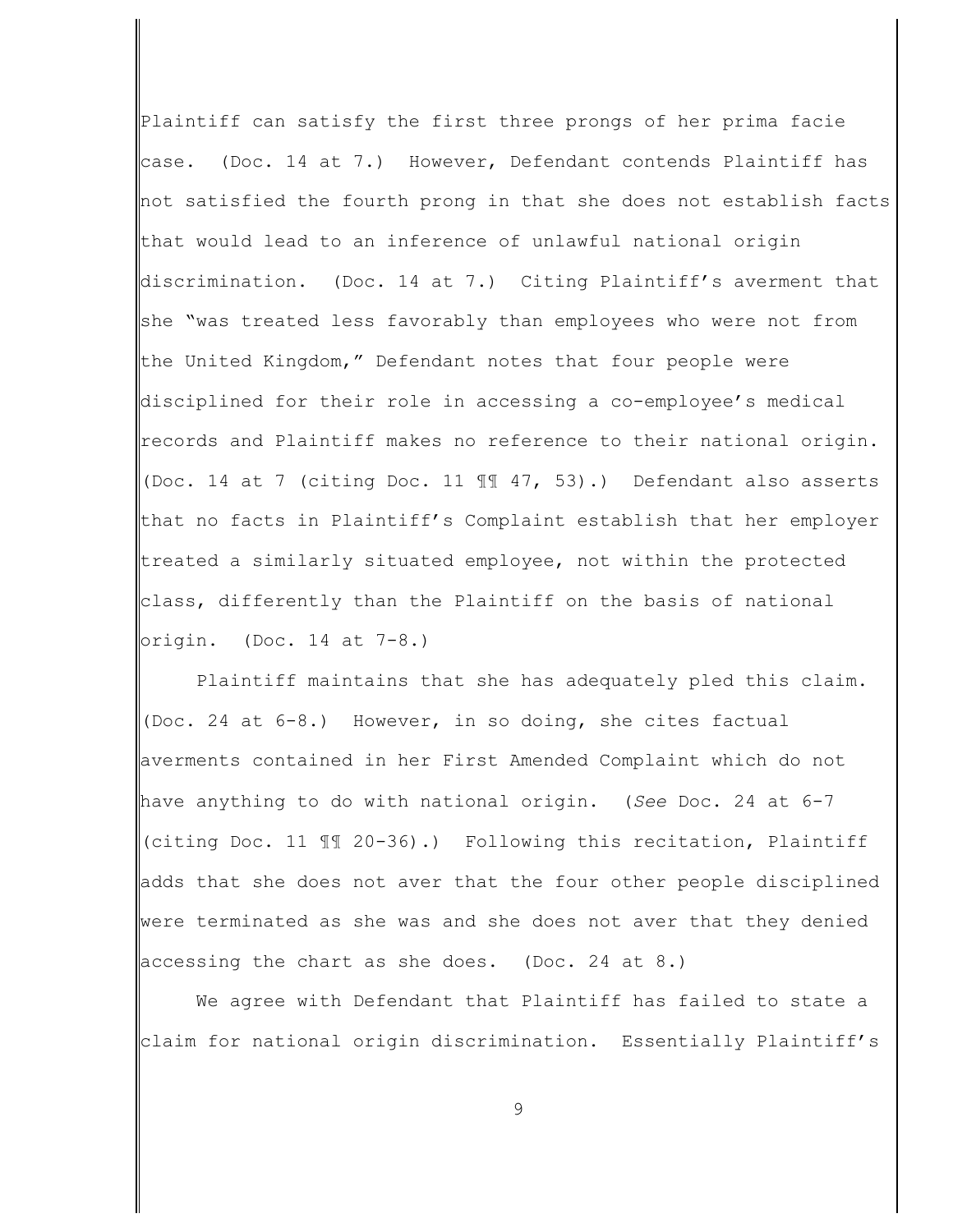Plaintiff can satisfy the first three prongs of her prima facie case. (Doc. 14 at 7.) However, Defendant contends Plaintiff has not satisfied the fourth prong in that she does not establish facts that would lead to an inference of unlawful national origin discrimination. (Doc. 14 at 7.) Citing Plaintiff's averment that she "was treated less favorably than employees who were not from the United Kingdom," Defendant notes that four people were disciplined for their role in accessing a co-employee's medical records and Plaintiff makes no reference to their national origin. (Doc. 14 at 7 (citing Doc. 11 ¶¶ 47, 53).) Defendant also asserts that no facts in Plaintiff's Complaint establish that her employer treated a similarly situated employee, not within the protected class, differently than the Plaintiff on the basis of national origin. (Doc. 14 at 7-8.)

Plaintiff maintains that she has adequately pled this claim. (Doc. 24 at 6-8.) However, in so doing, she cites factual averments contained in her First Amended Complaint which do not have anything to do with national origin. (*See* Doc. 24 at 6-7 (citing Doc. 11 ¶¶ 20-36).) Following this recitation, Plaintiff adds that she does not aver that the four other people disciplined were terminated as she was and she does not aver that they denied accessing the chart as she does. (Doc. 24 at 8.)

We agree with Defendant that Plaintiff has failed to state a claim for national origin discrimination. Essentially Plaintiff's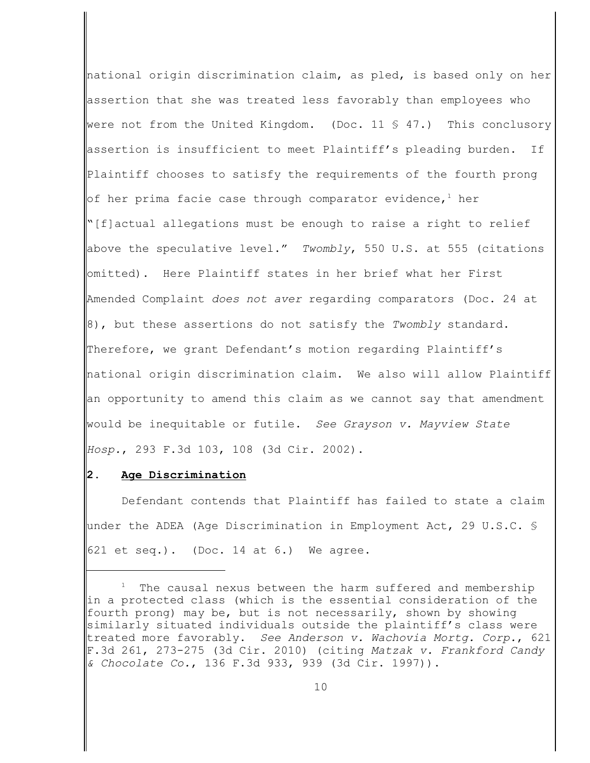national origin discrimination claim, as pled, is based only on her assertion that she was treated less favorably than employees who were not from the United Kingdom. (Doc. 11 § 47.) This conclusory assertion is insufficient to meet Plaintiff's pleading burden. If Plaintiff chooses to satisfy the requirements of the fourth prong of her prima facie case through comparator evidence,[1] her "[f]actual allegations must be enough to raise a right to relief above the speculative level." *Twombly*, 550 U.S. at 555 (citations omitted). Here Plaintiff states in her brief what her First Amended Complaint *does not aver* regarding comparators (Doc. 24 at 8), but these assertions do not satisfy the *Twombly* standard. Therefore, we grant Defendant's motion regarding Plaintiff's national origin discrimination claim. We also will allow Plaintiff an opportunity to amend this claim as we cannot say that amendment would be inequitable or futile. *See Grayson v. Mayview State Hosp.*, 293 F.3d 103, 108 (3d Cir. 2002).

**2. Age Discrimination**

Defendant contends that Plaintiff has failed to state a claim under the ADEA (Age Discrimination in Employment Act, 29 U.S.C. § 621 et seq.). (Doc. 14 at 6.) We agree.

---

[1] The causal nexus between the harm suffered and membership in a protected class (which is the essential consideration of the fourth prong) may be, but is not necessarily, shown by showing similarly situated individuals outside the plaintiff's class were treated more favorably. *See Anderson v. Wachovia Mortg. Corp.*, 621 F.3d 261, 273-275 (3d Cir. 2010) (citing *Matzak v. Frankford Candy & Chocolate Co.*, 136 F.3d 933, 939 (3d Cir. 1997)).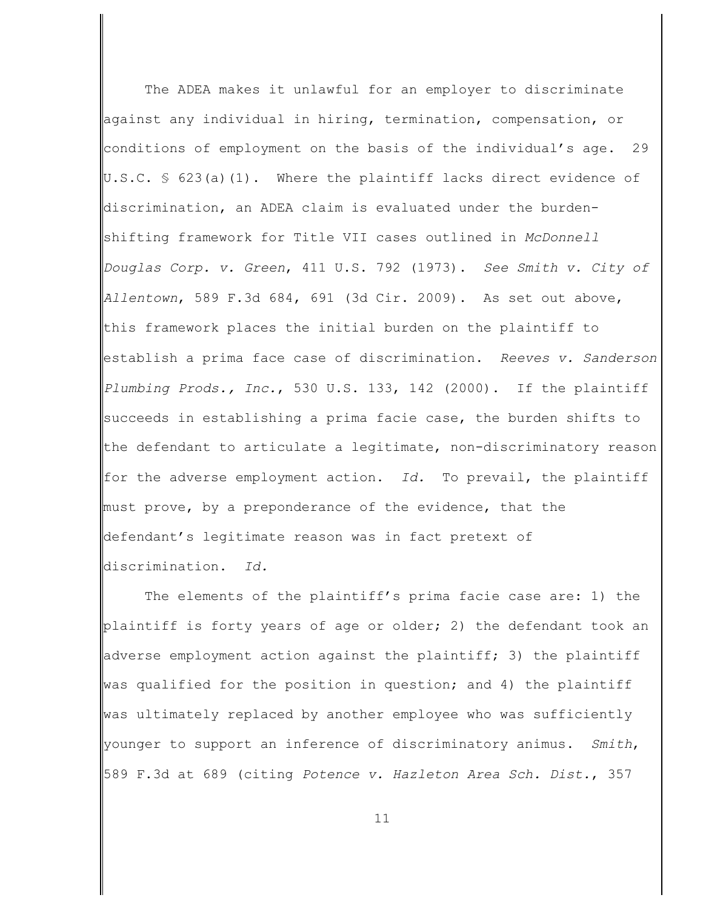The ADEA makes it unlawful for an employer to discriminate against any individual in hiring, termination, compensation, or conditions of employment on the basis of the individual's age. 29 U.S.C. § 623(a)(1). Where the plaintiff lacks direct evidence of discrimination, an ADEA claim is evaluated under the burden-shifting framework for Title VII cases outlined in *McDonnell Douglas Corp. v. Green*, 411 U.S. 792 (1973). *See Smith v. City of Allentown*, 589 F.3d 684, 691 (3d Cir. 2009). As set out above, this framework places the initial burden on the plaintiff to establish a prima face case of discrimination. *Reeves v. Sanderson Plumbing Prods., Inc.*, 530 U.S. 133, 142 (2000). If the plaintiff succeeds in establishing a prima facie case, the burden shifts to the defendant to articulate a legitimate, non-discriminatory reason for the adverse employment action. *Id.* To prevail, the plaintiff must prove, by a preponderance of the evidence, that the defendant's legitimate reason was in fact pretext of discrimination. *Id.*

The elements of the plaintiff's prima facie case are: 1) the plaintiff is forty years of age or older; 2) the defendant took an adverse employment action against the plaintiff; 3) the plaintiff was qualified for the position in question; and 4) the plaintiff was ultimately replaced by another employee who was sufficiently younger to support an inference of discriminatory animus. *Smith*, 589 F.3d at 689 (citing *Potence v. Hazleton Area Sch. Dist.*, 357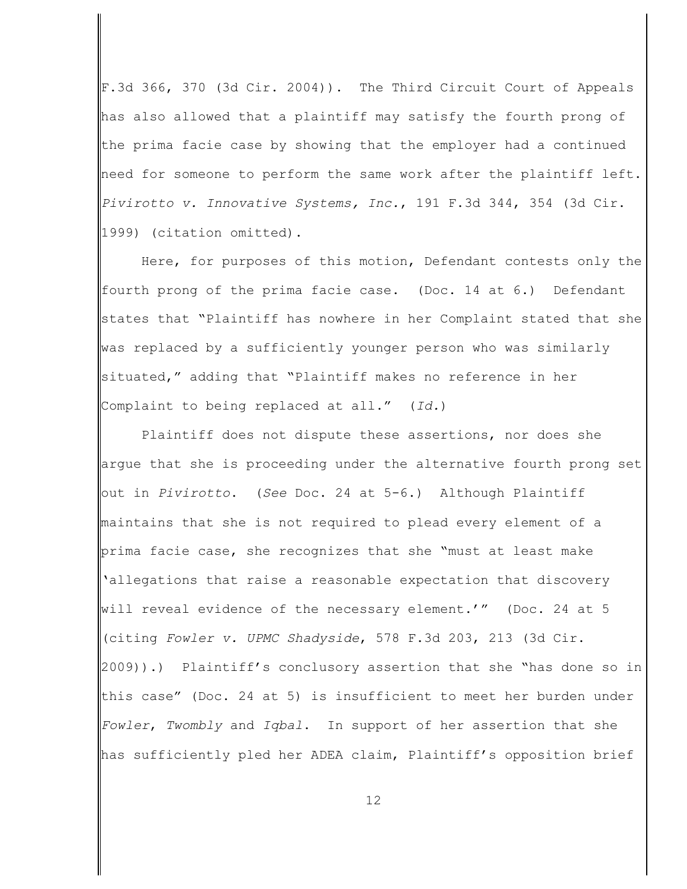F.3d 366, 370 (3d Cir. 2004)). The Third Circuit Court of Appeals has also allowed that a plaintiff may satisfy the fourth prong of the prima facie case by showing that the employer had a continued need for someone to perform the same work after the plaintiff left. *Pivirotto v. Innovative Systems, Inc.*, 191 F.3d 344, 354 (3d Cir. 1999) (citation omitted).

Here, for purposes of this motion, Defendant contests only the fourth prong of the prima facie case. (Doc. 14 at 6.) Defendant states that "Plaintiff has nowhere in her Complaint stated that she was replaced by a sufficiently younger person who was similarly situated," adding that "Plaintiff makes no reference in her Complaint to being replaced at all." (*Id.*)

Plaintiff does not dispute these assertions, nor does she argue that she is proceeding under the alternative fourth prong set out in *Pivirotto*. (*See* Doc. 24 at 5-6.) Although Plaintiff maintains that she is not required to plead every element of a prima facie case, she recognizes that she "must at least make 'allegations that raise a reasonable expectation that discovery will reveal evidence of the necessary element.'" (Doc. 24 at 5 (citing *Fowler v. UPMC Shadyside*, 578 F.3d 203, 213 (3d Cir. 2009)).) Plaintiff's conclusory assertion that she "has done so in this case" (Doc. 24 at 5) is insufficient to meet her burden under *Fowler*, *Twombly* and *Iqbal*. In support of her assertion that she has sufficiently pled her ADEA claim, Plaintiff's opposition brief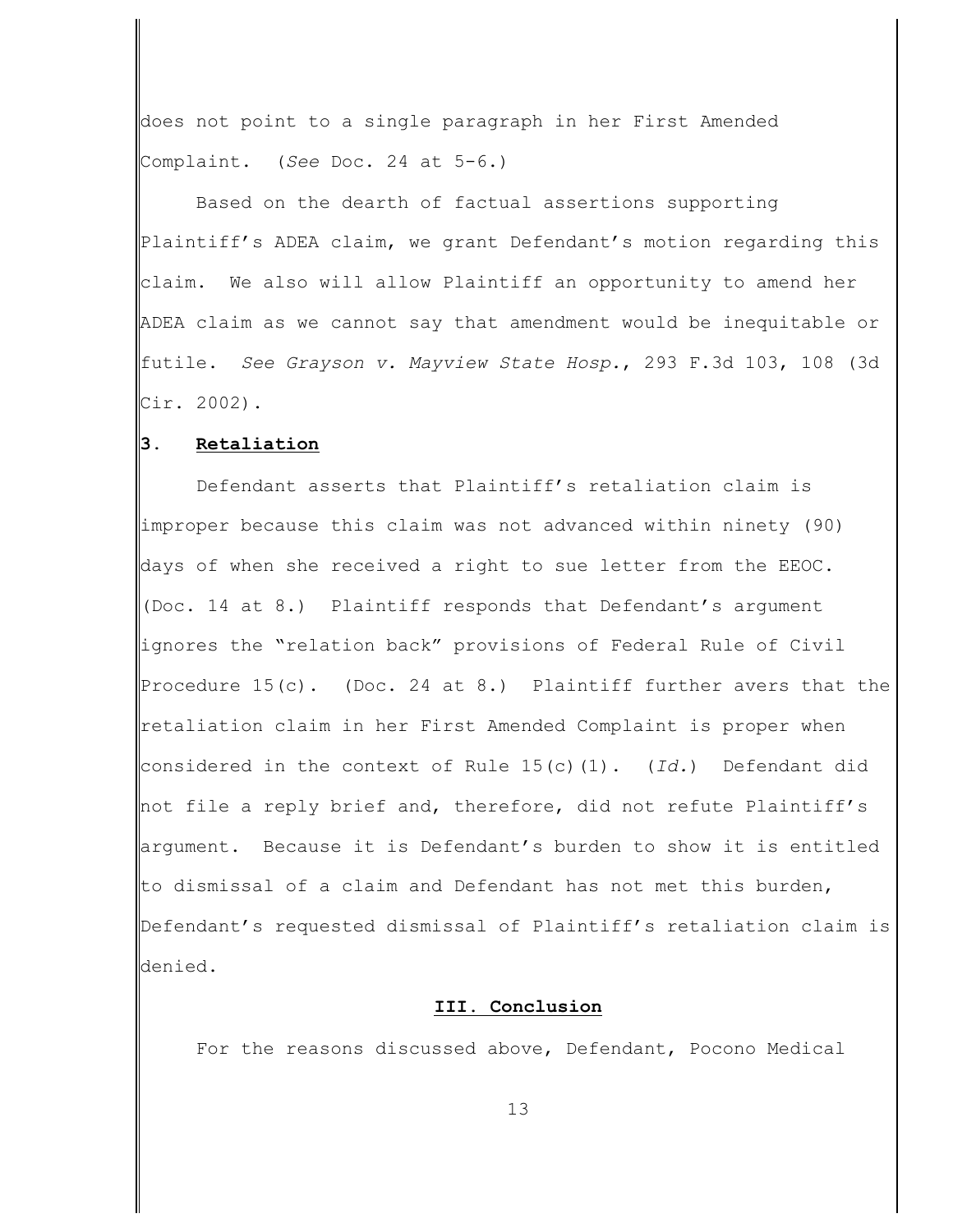does not point to a single paragraph in her First Amended Complaint. (*See* Doc. 24 at 5-6.)

Based on the dearth of factual assertions supporting Plaintiff's ADEA claim, we grant Defendant's motion regarding this claim. We also will allow Plaintiff an opportunity to amend her ADEA claim as we cannot say that amendment would be inequitable or futile. *See Grayson v. Mayview State Hosp.*, 293 F.3d 103, 108 (3d Cir. 2002).

### 3. <u>Retaliation</u>

Defendant asserts that Plaintiff's retaliation claim is improper because this claim was not advanced within ninety (90) days of when she received a right to sue letter from the EEOC. (Doc. 14 at 8.) Plaintiff responds that Defendant's argument ignores the "relation back" provisions of Federal Rule of Civil Procedure 15(c). (Doc. 24 at 8.) Plaintiff further avers that the retaliation claim in her First Amended Complaint is proper when considered in the context of Rule 15(c)(1). (*Id.*) Defendant did not file a reply brief and, therefore, did not refute Plaintiff's argument. Because it is Defendant's burden to show it is entitled to dismissal of a claim and Defendant has not met this burden, Defendant's requested dismissal of Plaintiff's retaliation claim is denied.

## III. Conclusion

For the reasons discussed above, Defendant, Pocono Medical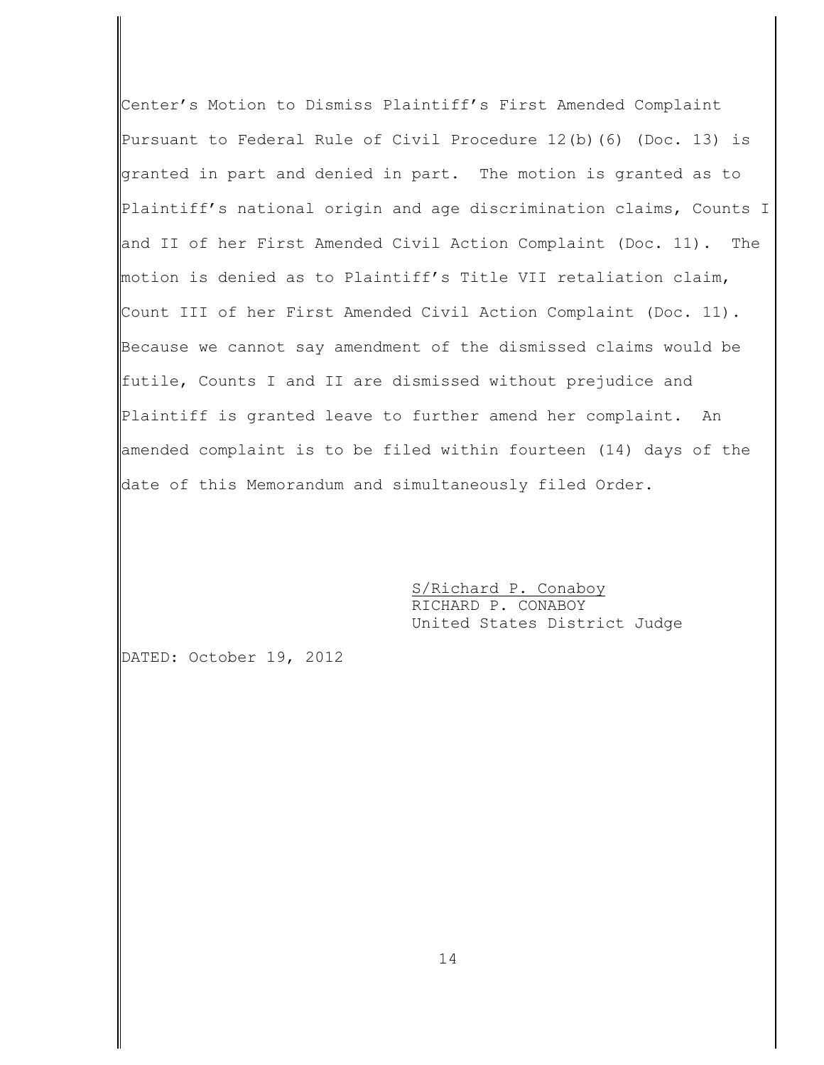Center's Motion to Dismiss Plaintiff's First Amended Complaint Pursuant to Federal Rule of Civil Procedure 12(b)(6) (Doc. 13) is granted in part and denied in part. The motion is granted as to Plaintiff's national origin and age discrimination claims, Counts I and II of her First Amended Civil Action Complaint (Doc. 11). The motion is denied as to Plaintiff's Title VII retaliation claim, Count III of her First Amended Civil Action Complaint (Doc. 11). Because we cannot say amendment of the dismissed claims would be futile, Counts I and II are dismissed without prejudice and Plaintiff is granted leave to further amend her complaint. An amended complaint is to be filed within fourteen (14) days of the date of this Memorandum and simultaneously filed Order.

S/Richard P. Conaboy
RICHARD P. CONABOY
United States District Judge

DATED: October 19, 2012